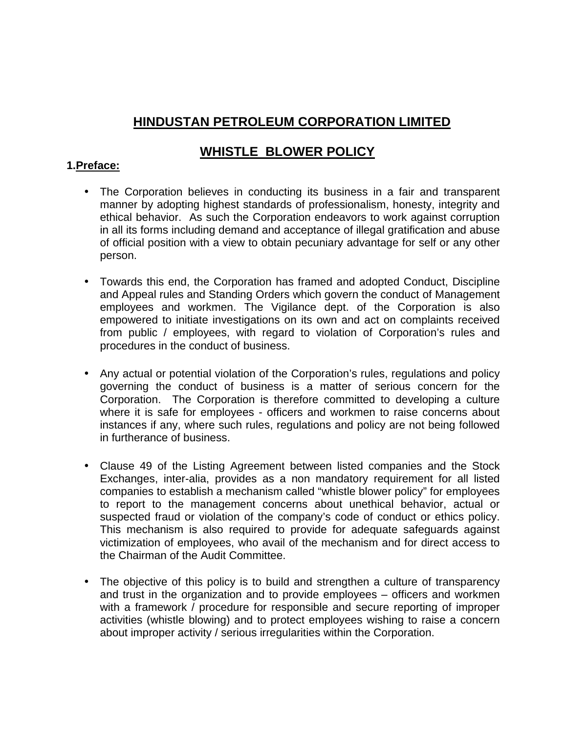# HINDUSTAN PETROLEUM CORPORATION LIMITED

## WHISTLE BLOWER POLICY

**1. Preface:**

- The Corporation believes in conducting its business in a fair and transparent manner by adopting highest standards of professionalism, honesty, integrity and ethical behavior. As such the Corporation endeavors to work against corruption in all its forms including demand and acceptance of illegal gratification and abuse of official position with a view to obtain pecuniary advantage for self or any other person.

- Towards this end, the Corporation has framed and adopted Conduct, Discipline and Appeal rules and Standing Orders which govern the conduct of Management employees and workmen. The Vigilance dept. of the Corporation is also empowered to initiate investigations on its own and act on complaints received from public / employees, with regard to violation of Corporation's rules and procedures in the conduct of business.

- Any actual or potential violation of the Corporation's rules, regulations and policy governing the conduct of business is a matter of serious concern for the Corporation. The Corporation is therefore committed to developing a culture where it is safe for employees - officers and workmen to raise concerns about instances if any, where such rules, regulations and policy are not being followed in furtherance of business.

- Clause 49 of the Listing Agreement between listed companies and the Stock Exchanges, inter-alia, provides as a non mandatory requirement for all listed companies to establish a mechanism called "whistle blower policy" for employees to report to the management concerns about unethical behavior, actual or suspected fraud or violation of the company's code of conduct or ethics policy. This mechanism is also required to provide for adequate safeguards against victimization of employees, who avail of the mechanism and for direct access to the Chairman of the Audit Committee.

- The objective of this policy is to build and strengthen a culture of transparency and trust in the organization and to provide employees – officers and workmen with a framework / procedure for responsible and secure reporting of improper activities (whistle blowing) and to protect employees wishing to raise a concern about improper activity / serious irregularities within the Corporation.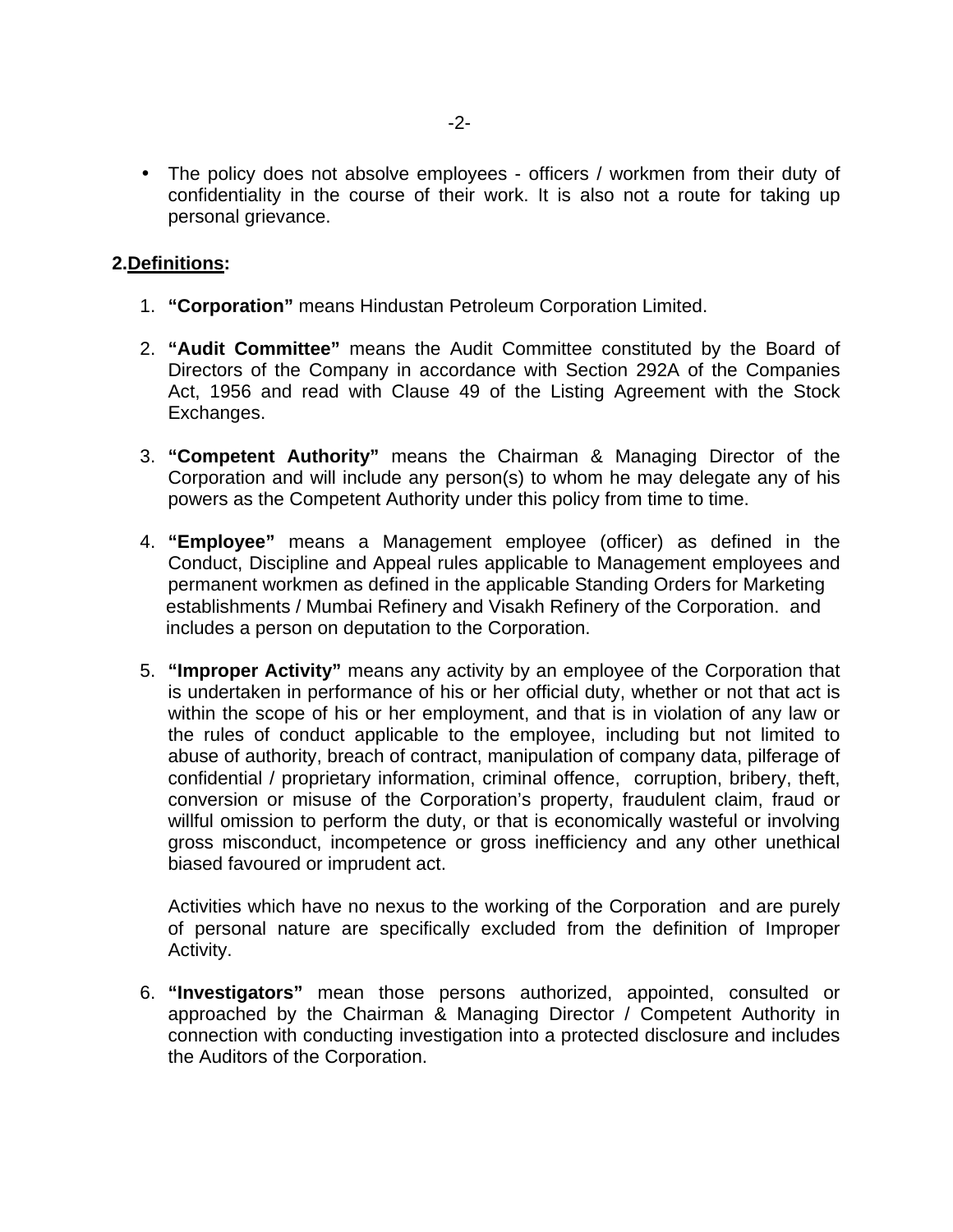- The policy does not absolve employees - officers / workmen from their duty of confidentiality in the course of their work. It is also not a route for taking up personal grievance.

## 2. Definitions:

1. **"Corporation"** means Hindustan Petroleum Corporation Limited.

2. **"Audit Committee"** means the Audit Committee constituted by the Board of Directors of the Company in accordance with Section 292A of the Companies Act, 1956 and read with Clause 49 of the Listing Agreement with the Stock Exchanges.

3. **"Competent Authority"** means the Chairman & Managing Director of the Corporation and will include any person(s) to whom he may delegate any of his powers as the Competent Authority under this policy from time to time.

4. **"Employee"** means a Management employee (officer) as defined in the Conduct, Discipline and Appeal rules applicable to Management employees and permanent workmen as defined in the applicable Standing Orders for Marketing establishments / Mumbai Refinery and Visakh Refinery of the Corporation. and includes a person on deputation to the Corporation.

5. **"Improper Activity"** means any activity by an employee of the Corporation that is undertaken in performance of his or her official duty, whether or not that act is within the scope of his or her employment, and that is in violation of any law or the rules of conduct applicable to the employee, including but not limited to abuse of authority, breach of contract, manipulation of company data, pilferage of confidential / proprietary information, criminal offence, corruption, bribery, theft, conversion or misuse of the Corporation's property, fraudulent claim, fraud or willful omission to perform the duty, or that is economically wasteful or involving gross misconduct, incompetence or gross inefficiency and any other unethical biased favoured or imprudent act.

   Activities which have no nexus to the working of the Corporation and are purely of personal nature are specifically excluded from the definition of Improper Activity.

6. **"Investigators"** mean those persons authorized, appointed, consulted or approached by the Chairman & Managing Director / Competent Authority in connection with conducting investigation into a protected disclosure and includes the Auditors of the Corporation.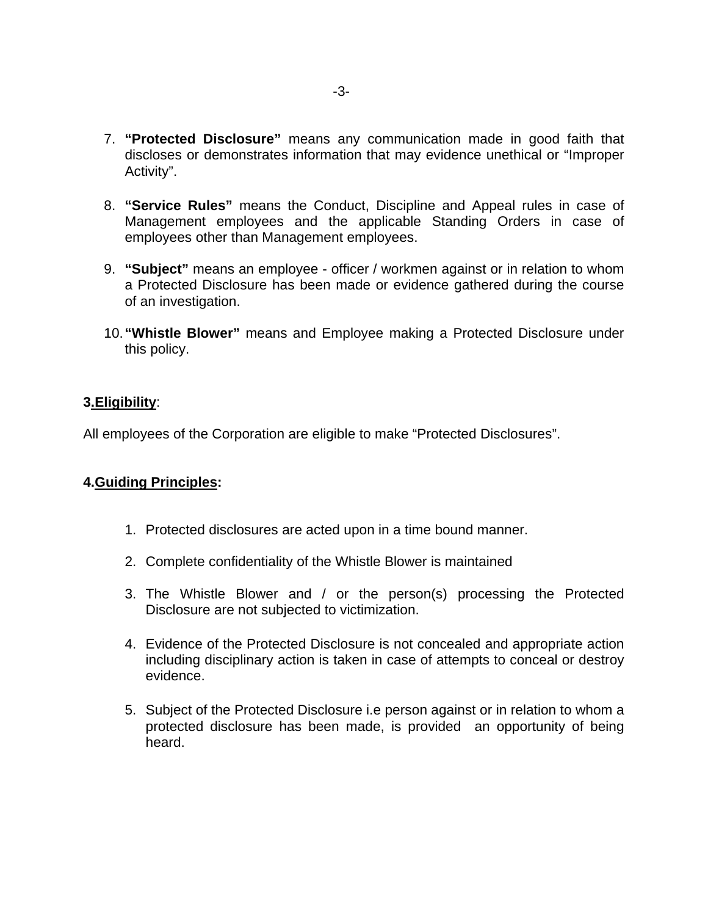7. **“Protected Disclosure”** means any communication made in good faith that discloses or demonstrates information that may evidence unethical or “Improper Activity”.

8. **“Service Rules”** means the Conduct, Discipline and Appeal rules in case of Management employees and the applicable Standing Orders in case of employees other than Management employees.

9. **“Subject”** means an employee - officer / workmen against or in relation to whom a Protected Disclosure has been made or evidence gathered during the course of an investigation.

10. **“Whistle Blower”** means and Employee making a Protected Disclosure under this policy.

**3.Eligibility**:

All employees of the Corporation are eligible to make “Protected Disclosures”.

**4.Guiding Principles:**

1. Protected disclosures are acted upon in a time bound manner.

2. Complete confidentiality of the Whistle Blower is maintained

3. The Whistle Blower and / or the person(s) processing the Protected Disclosure are not subjected to victimization.

4. Evidence of the Protected Disclosure is not concealed and appropriate action including disciplinary action is taken in case of attempts to conceal or destroy evidence.

5. Subject of the Protected Disclosure i.e person against or in relation to whom a protected disclosure has been made, is provided an opportunity of being heard.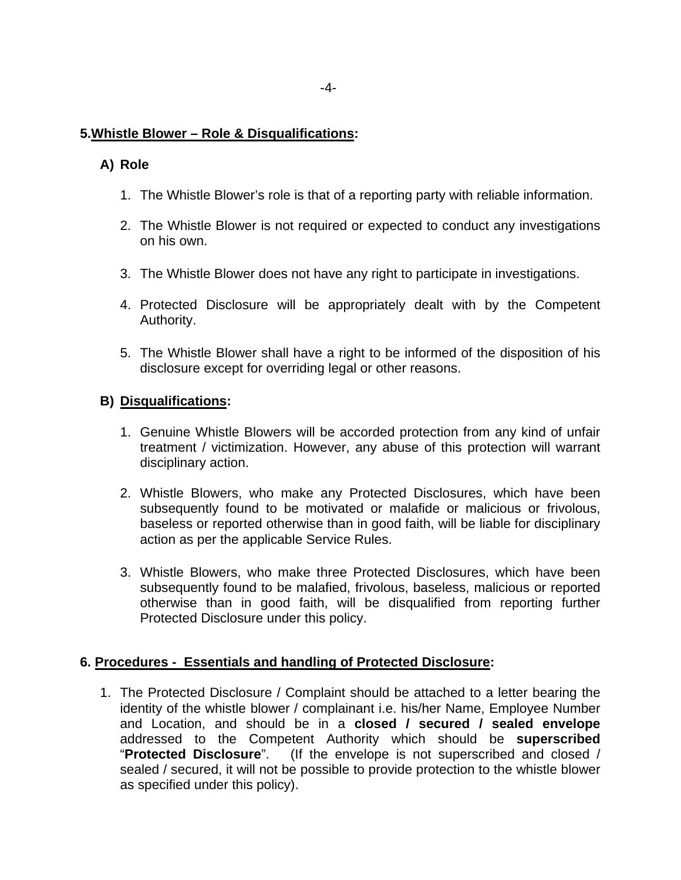## 5. Whistle Blower – Role & Disqualifications:

### A) Role

1. The Whistle Blower's role is that of a reporting party with reliable information.

2. The Whistle Blower is not required or expected to conduct any investigations on his own.

3. The Whistle Blower does not have any right to participate in investigations.

4. Protected Disclosure will be appropriately dealt with by the Competent Authority.

5. The Whistle Blower shall have a right to be informed of the disposition of his disclosure except for overriding legal or other reasons.

### B) Disqualifications:

1. Genuine Whistle Blowers will be accorded protection from any kind of unfair treatment / victimization. However, any abuse of this protection will warrant disciplinary action.

2. Whistle Blowers, who make any Protected Disclosures, which have been subsequently found to be motivated or malafide or malicious or frivolous, baseless or reported otherwise than in good faith, will be liable for disciplinary action as per the applicable Service Rules.

3. Whistle Blowers, who make three Protected Disclosures, which have been subsequently found to be malafied, frivolous, baseless, malicious or reported otherwise than in good faith, will be disqualified from reporting further Protected Disclosure under this policy.

## 6. Procedures - Essentials and handling of Protected Disclosure:

1. The Protected Disclosure / Complaint should be attached to a letter bearing the identity of the whistle blower / complainant i.e. his/her Name, Employee Number and Location, and should be in a **closed / secured / sealed envelope** addressed to the Competent Authority which should be **superscribed** "**Protected Disclosure**". (If the envelope is not superscribed and closed / sealed / secured, it will not be possible to provide protection to the whistle blower as specified under this policy).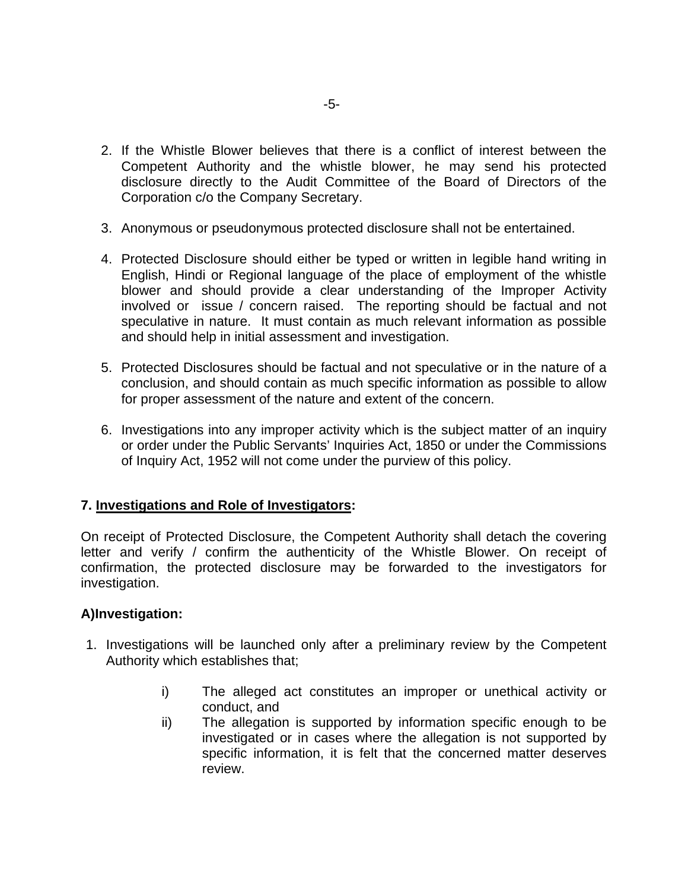2. If the Whistle Blower believes that there is a conflict of interest between the Competent Authority and the whistle blower, he may send his protected disclosure directly to the Audit Committee of the Board of Directors of the Corporation c/o the Company Secretary.

3. Anonymous or pseudonymous protected disclosure shall not be entertained.

4. Protected Disclosure should either be typed or written in legible hand writing in English, Hindi or Regional language of the place of employment of the whistle blower and should provide a clear understanding of the Improper Activity involved or issue / concern raised. The reporting should be factual and not speculative in nature. It must contain as much relevant information as possible and should help in initial assessment and investigation.

5. Protected Disclosures should be factual and not speculative or in the nature of a conclusion, and should contain as much specific information as possible to allow for proper assessment of the nature and extent of the concern.

6. Investigations into any improper activity which is the subject matter of an inquiry or order under the Public Servants' Inquiries Act, 1850 or under the Commissions of Inquiry Act, 1952 will not come under the purview of this policy.

## 7. Investigations and Role of Investigators:

On receipt of Protected Disclosure, the Competent Authority shall detach the covering letter and verify / confirm the authenticity of the Whistle Blower. On receipt of confirmation, the protected disclosure may be forwarded to the investigators for investigation.

### A) Investigation:

1. Investigations will be launched only after a preliminary review by the Competent Authority which establishes that;

   i) The alleged act constitutes an improper or unethical activity or conduct, and
   
   ii) The allegation is supported by information specific enough to be investigated or in cases where the allegation is not supported by specific information, it is felt that the concerned matter deserves review.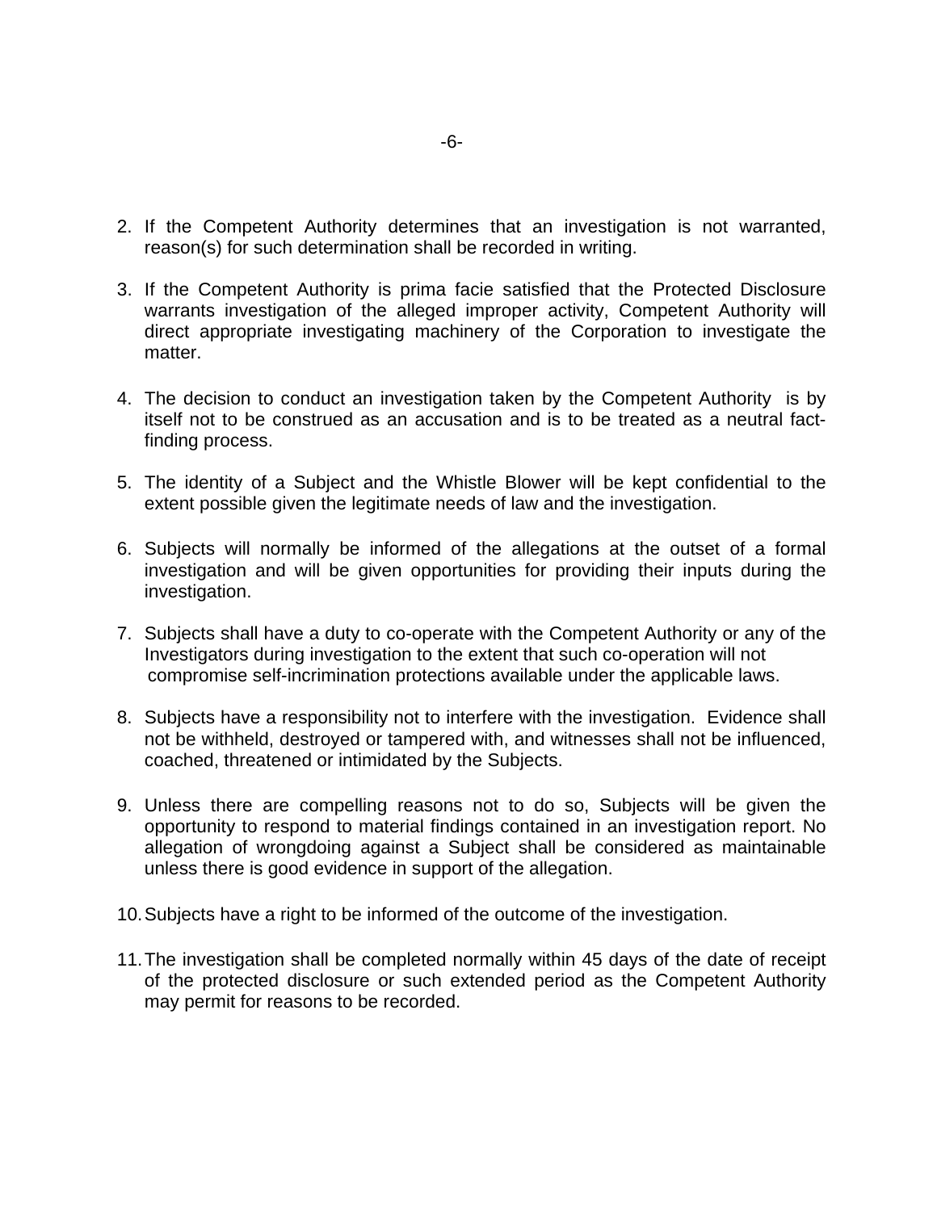2. If the Competent Authority determines that an investigation is not warranted, reason(s) for such determination shall be recorded in writing.

3. If the Competent Authority is prima facie satisfied that the Protected Disclosure warrants investigation of the alleged improper activity, Competent Authority will direct appropriate investigating machinery of the Corporation to investigate the matter.

4. The decision to conduct an investigation taken by the Competent Authority is by itself not to be construed as an accusation and is to be treated as a neutral fact-finding process.

5. The identity of a Subject and the Whistle Blower will be kept confidential to the extent possible given the legitimate needs of law and the investigation.

6. Subjects will normally be informed of the allegations at the outset of a formal investigation and will be given opportunities for providing their inputs during the investigation.

7. Subjects shall have a duty to co-operate with the Competent Authority or any of the Investigators during investigation to the extent that such co-operation will not compromise self-incrimination protections available under the applicable laws.

8. Subjects have a responsibility not to interfere with the investigation. Evidence shall not be withheld, destroyed or tampered with, and witnesses shall not be influenced, coached, threatened or intimidated by the Subjects.

9. Unless there are compelling reasons not to do so, Subjects will be given the opportunity to respond to material findings contained in an investigation report. No allegation of wrongdoing against a Subject shall be considered as maintainable unless there is good evidence in support of the allegation.

10. Subjects have a right to be informed of the outcome of the investigation.

11. The investigation shall be completed normally within 45 days of the date of receipt of the protected disclosure or such extended period as the Competent Authority may permit for reasons to be recorded.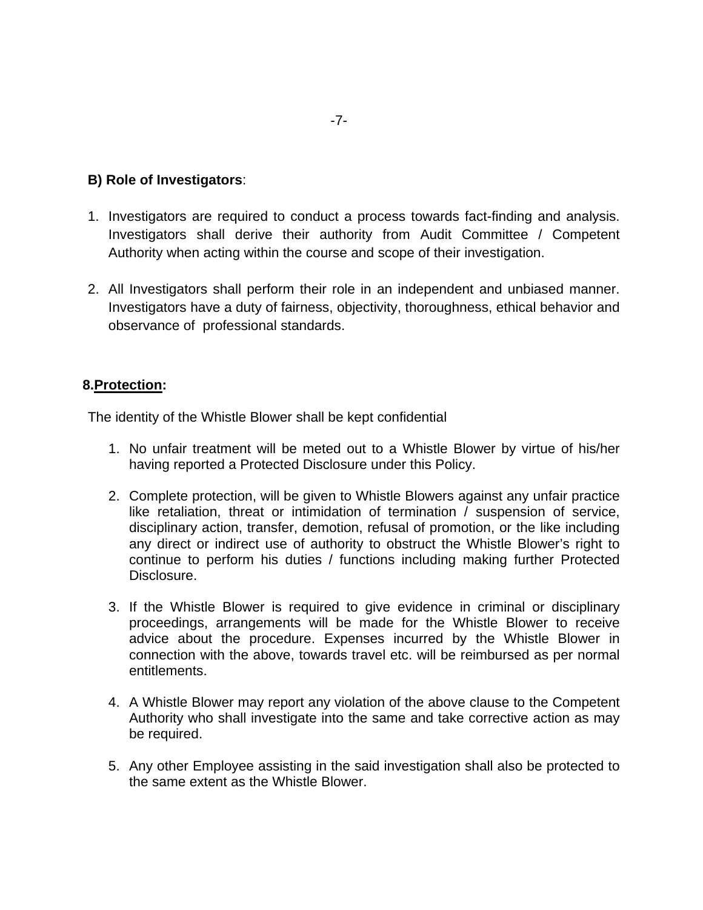**B) Role of Investigators**:

1. Investigators are required to conduct a process towards fact-finding and analysis. Investigators shall derive their authority from Audit Committee / Competent Authority when acting within the course and scope of their investigation.

2. All Investigators shall perform their role in an independent and unbiased manner. Investigators have a duty of fairness, objectivity, thoroughness, ethical behavior and observance of professional standards.

## 8. **Protection:**

The identity of the Whistle Blower shall be kept confidential

1. No unfair treatment will be meted out to a Whistle Blower by virtue of his/her having reported a Protected Disclosure under this Policy.

2. Complete protection, will be given to Whistle Blowers against any unfair practice like retaliation, threat or intimidation of termination / suspension of service, disciplinary action, transfer, demotion, refusal of promotion, or the like including any direct or indirect use of authority to obstruct the Whistle Blower's right to continue to perform his duties / functions including making further Protected Disclosure.

3. If the Whistle Blower is required to give evidence in criminal or disciplinary proceedings, arrangements will be made for the Whistle Blower to receive advice about the procedure. Expenses incurred by the Whistle Blower in connection with the above, towards travel etc. will be reimbursed as per normal entitlements.

4. A Whistle Blower may report any violation of the above clause to the Competent Authority who shall investigate into the same and take corrective action as may be required.

5. Any other Employee assisting in the said investigation shall also be protected to the same extent as the Whistle Blower.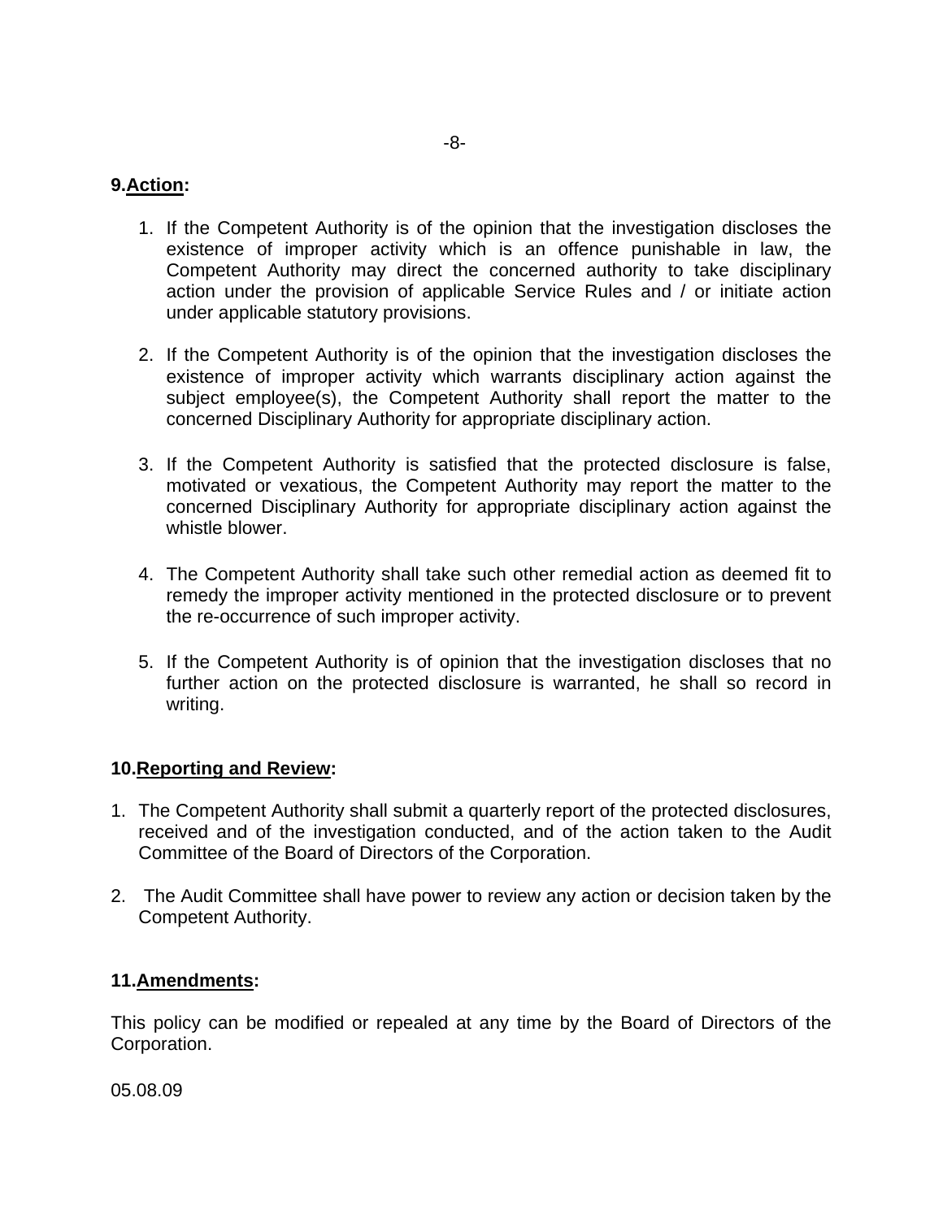**9. Action:**

1. If the Competent Authority is of the opinion that the investigation discloses the existence of improper activity which is an offence punishable in law, the Competent Authority may direct the concerned authority to take disciplinary action under the provision of applicable Service Rules and / or initiate action under applicable statutory provisions.

2. If the Competent Authority is of the opinion that the investigation discloses the existence of improper activity which warrants disciplinary action against the subject employee(s), the Competent Authority shall report the matter to the concerned Disciplinary Authority for appropriate disciplinary action.

3. If the Competent Authority is satisfied that the protected disclosure is false, motivated or vexatious, the Competent Authority may report the matter to the concerned Disciplinary Authority for appropriate disciplinary action against the whistle blower.

4. The Competent Authority shall take such other remedial action as deemed fit to remedy the improper activity mentioned in the protected disclosure or to prevent the re-occurrence of such improper activity.

5. If the Competent Authority is of opinion that the investigation discloses that no further action on the protected disclosure is warranted, he shall so record in writing.

**10. Reporting and Review:**

1. The Competent Authority shall submit a quarterly report of the protected disclosures, received and of the investigation conducted, and of the action taken to the Audit Committee of the Board of Directors of the Corporation.

2. The Audit Committee shall have power to review any action or decision taken by the Competent Authority.

**11. Amendments:**

This policy can be modified or repealed at any time by the Board of Directors of the Corporation.

05.08.09